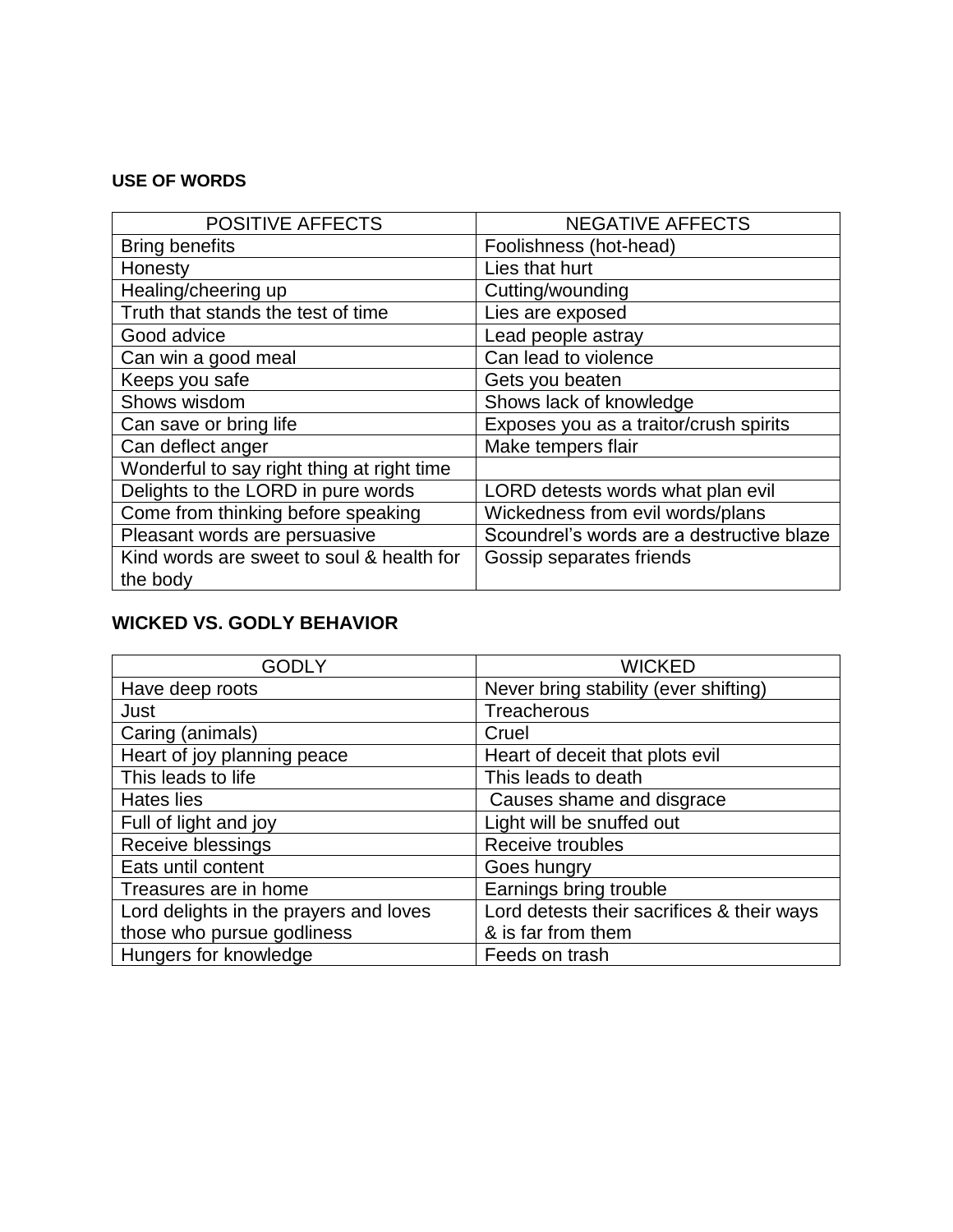**USE OF WORDS**

| POSITIVE AFFECTS | NEGATIVE AFFECTS |
|---|---|
| Bring benefits | Foolishness (hot-head) |
| Honesty | Lies that hurt |
| Healing/cheering up | Cutting/wounding |
| Truth that stands the test of time | Lies are exposed |
| Good advice | Lead people astray |
| Can win a good meal | Can lead to violence |
| Keeps you safe | Gets you beaten |
| Shows wisdom | Shows lack of knowledge |
| Can save or bring life | Exposes you as a traitor/crush spirits |
| Can deflect anger | Make tempers flair |
| Wonderful to say right thing at right time | |
| Delights to the LORD in pure words | LORD detests words what plan evil |
| Come from thinking before speaking | Wickedness from evil words/plans |
| Pleasant words are persuasive | Scoundrel's words are a destructive blaze |
| Kind words are sweet to soul & health for the body | Gossip separates friends |

**WICKED VS. GODLY BEHAVIOR**

| GODLY | WICKED |
|---|---|
| Have deep roots | Never bring stability (ever shifting) |
| Just | Treacherous |
| Caring (animals) | Cruel |
| Heart of joy planning peace | Heart of deceit that plots evil |
| This leads to life | This leads to death |
| Hates lies | Causes shame and disgrace |
| Full of light and joy | Light will be snuffed out |
| Receive blessings | Receive troubles |
| Eats until content | Goes hungry |
| Treasures are in home | Earnings bring trouble |
| Lord delights in the prayers and loves those who pursue godliness | Lord detests their sacrifices & their ways & is far from them |
| Hungers for knowledge | Feeds on trash |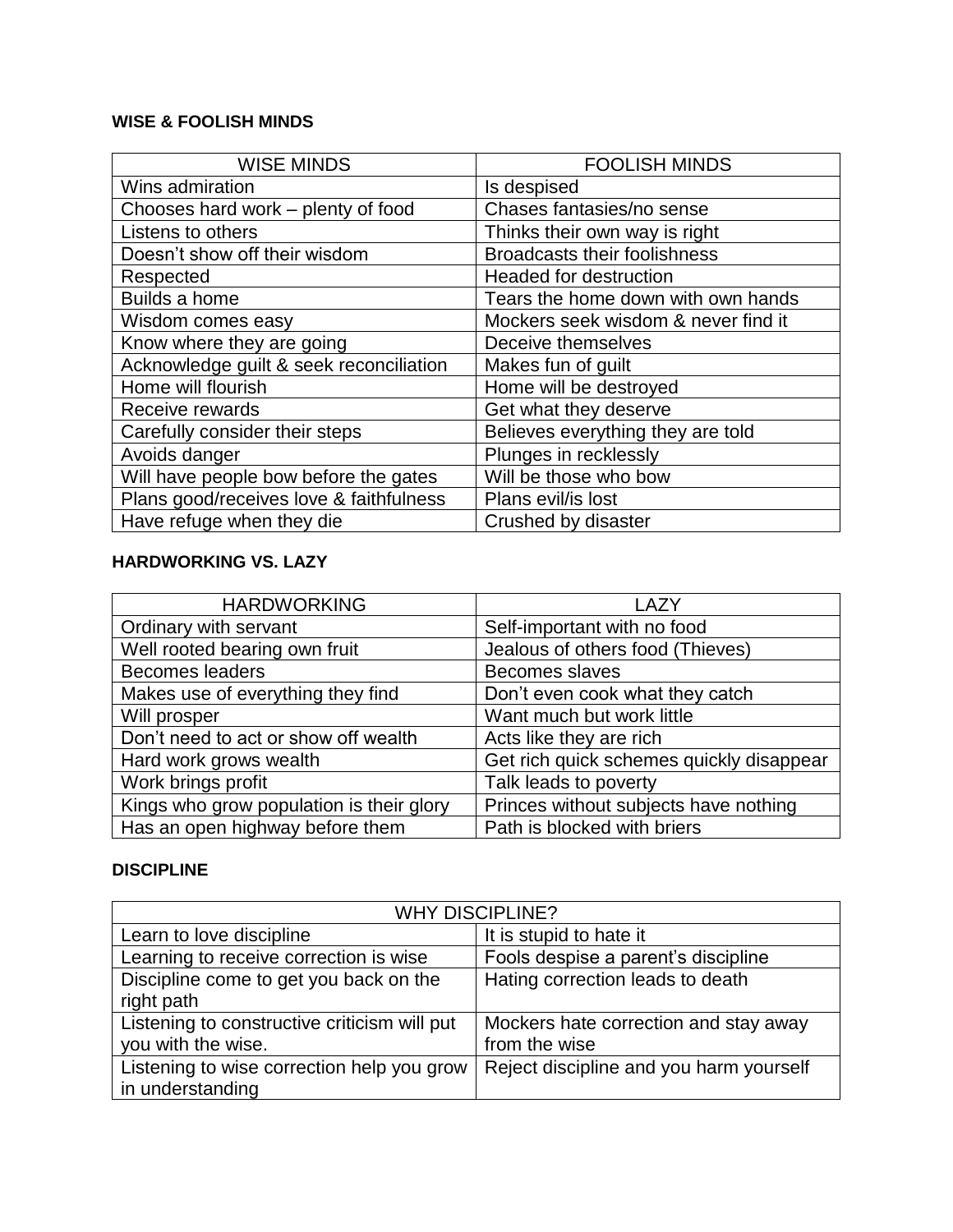**WISE & FOOLISH MINDS**

| WISE MINDS | FOOLISH MINDS |
|---|---|
| Wins admiration | Is despised |
| Chooses hard work – plenty of food | Chases fantasies/no sense |
| Listens to others | Thinks their own way is right |
| Doesn't show off their wisdom | Broadcasts their foolishness |
| Respected | Headed for destruction |
| Builds a home | Tears the home down with own hands |
| Wisdom comes easy | Mockers seek wisdom & never find it |
| Know where they are going | Deceive themselves |
| Acknowledge guilt & seek reconciliation | Makes fun of guilt |
| Home will flourish | Home will be destroyed |
| Receive rewards | Get what they deserve |
| Carefully consider their steps | Believes everything they are told |
| Avoids danger | Plunges in recklessly |
| Will have people bow before the gates | Will be those who bow |
| Plans good/receives love & faithfulness | Plans evil/is lost |
| Have refuge when they die | Crushed by disaster |

**HARDWORKING VS. LAZY**

| HARDWORKING | LAZY |
|---|---|
| Ordinary with servant | Self-important with no food |
| Well rooted bearing own fruit | Jealous of others food (Thieves) |
| Becomes leaders | Becomes slaves |
| Makes use of everything they find | Don't even cook what they catch |
| Will prosper | Want much but work little |
| Don't need to act or show off wealth | Acts like they are rich |
| Hard work grows wealth | Get rich quick schemes quickly disappear |
| Work brings profit | Talk leads to poverty |
| Kings who grow population is their glory | Princes without subjects have nothing |
| Has an open highway before them | Path is blocked with briers |

**DISCIPLINE**

| WHY DISCIPLINE? | |
|---|---|
| Learn to love discipline | It is stupid to hate it |
| Learning to receive correction is wise | Fools despise a parent's discipline |
| Discipline come to get you back on the right path | Hating correction leads to death |
| Listening to constructive criticism will put you with the wise. | Mockers hate correction and stay away from the wise |
| Listening to wise correction help you grow in understanding | Reject discipline and you harm yourself |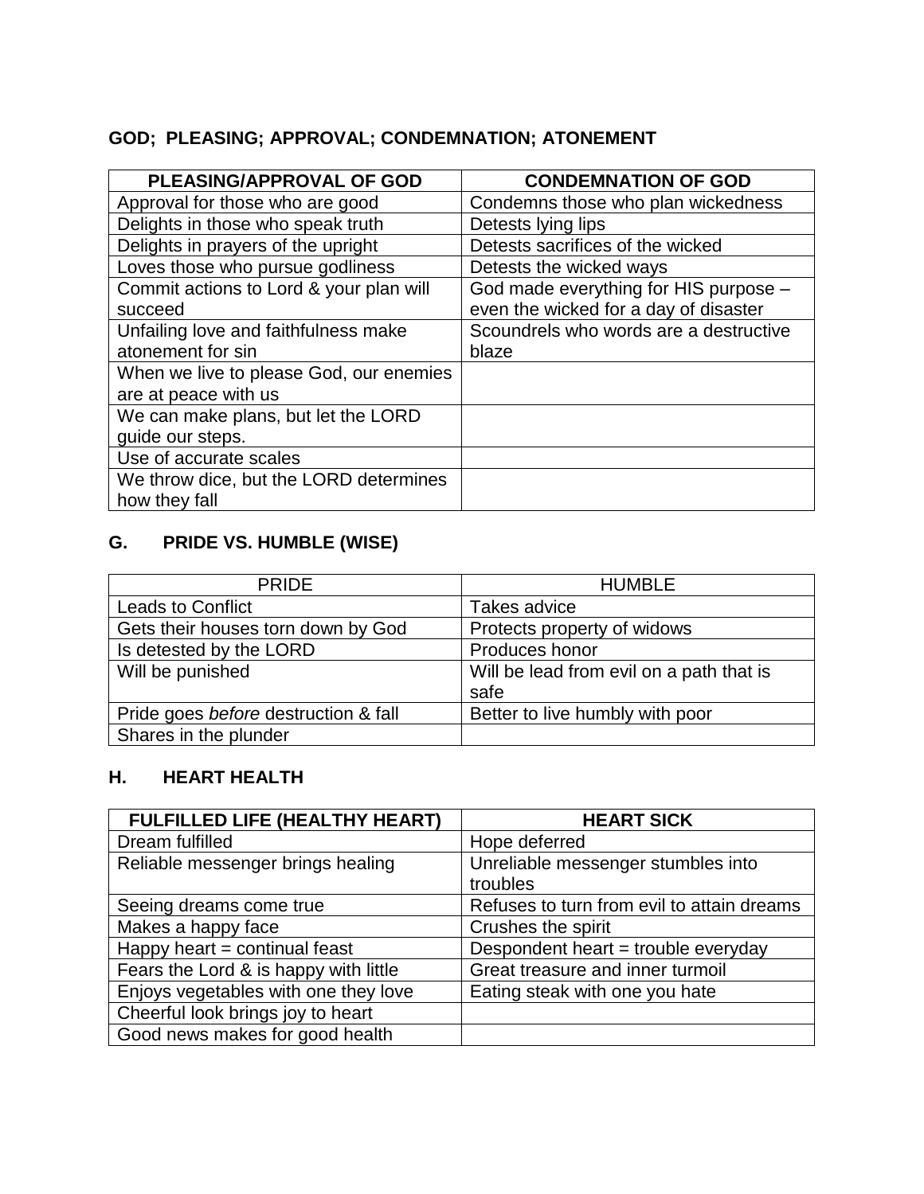**GOD; PLEASING; APPROVAL; CONDEMNATION; ATONEMENT**

| PLEASING/APPROVAL OF GOD | CONDEMNATION OF GOD |
|---|---|
| Approval for those who are good | Condemns those who plan wickedness |
| Delights in those who speak truth | Detests lying lips |
| Delights in prayers of the upright | Detests sacrifices of the wicked |
| Loves those who pursue godliness | Detests the wicked ways |
| Commit actions to Lord & your plan will succeed | God made everything for HIS purpose – even the wicked for a day of disaster |
| Unfailing love and faithfulness make atonement for sin | Scoundrels who words are a destructive blaze |
| When we live to please God, our enemies are at peace with us | |
| We can make plans, but let the LORD guide our steps. | |
| Use of accurate scales | |
| We throw dice, but the LORD determines how they fall | |

**G. PRIDE VS. HUMBLE (WISE)**

| PRIDE | HUMBLE |
|---|---|
| Leads to Conflict | Takes advice |
| Gets their houses torn down by God | Protects property of widows |
| Is detested by the LORD | Produces honor |
| Will be punished | Will be lead from evil on a path that is safe |
| Pride goes *before* destruction & fall | Better to live humbly with poor |
| Shares in the plunder | |

**H. HEART HEALTH**

| FULFILLED LIFE (HEALTHY HEART) | HEART SICK |
|---|---|
| Dream fulfilled | Hope deferred |
| Reliable messenger brings healing | Unreliable messenger stumbles into troubles |
| Seeing dreams come true | Refuses to turn from evil to attain dreams |
| Makes a happy face | Crushes the spirit |
| Happy heart = continual feast | Despondent heart = trouble everyday |
| Fears the Lord & is happy with little | Great treasure and inner turmoil |
| Enjoys vegetables with one they love | Eating steak with one you hate |
| Cheerful look brings joy to heart | |
| Good news makes for good health | |